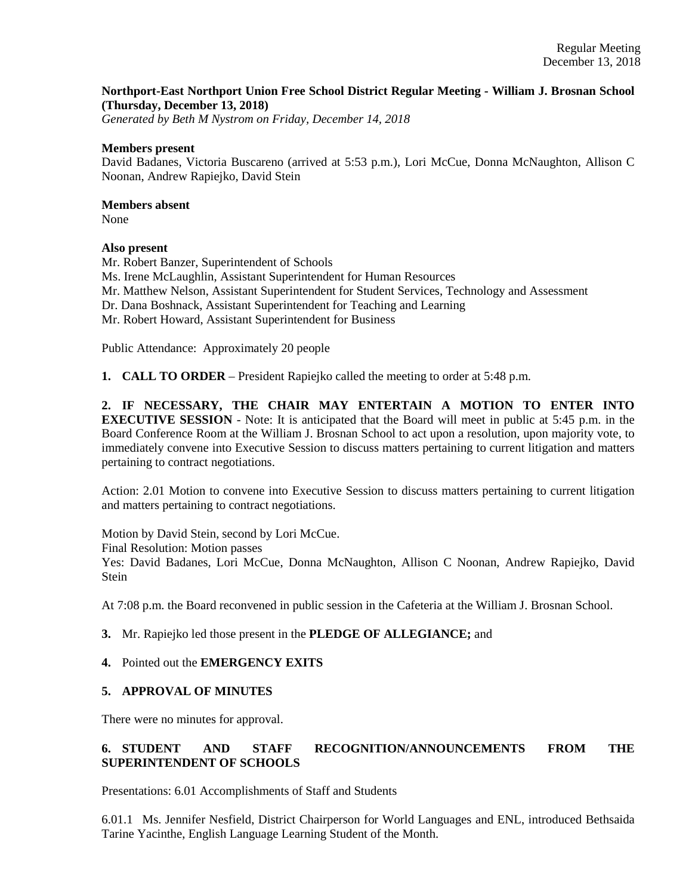**Northport-East Northport Union Free School District Regular Meeting - William J. Brosnan School (Thursday, December 13, 2018)**
*Generated by Beth M Nystrom on Friday, December 14, 2018*

**Members present**
David Badanes, Victoria Buscareno (arrived at 5:53 p.m.), Lori McCue, Donna McNaughton, Allison C Noonan, Andrew Rapiejko, David Stein

**Members absent**
None

**Also present**
Mr. Robert Banzer, Superintendent of Schools
Ms. Irene McLaughlin, Assistant Superintendent for Human Resources
Mr. Matthew Nelson, Assistant Superintendent for Student Services, Technology and Assessment
Dr. Dana Boshnack, Assistant Superintendent for Teaching and Learning
Mr. Robert Howard, Assistant Superintendent for Business

Public Attendance: Approximately 20 people

**1. CALL TO ORDER** – President Rapiejko called the meeting to order at 5:48 p.m.

**2. IF NECESSARY, THE CHAIR MAY ENTERTAIN A MOTION TO ENTER INTO EXECUTIVE SESSION** - Note: It is anticipated that the Board will meet in public at 5:45 p.m. in the Board Conference Room at the William J. Brosnan School to act upon a resolution, upon majority vote, to immediately convene into Executive Session to discuss matters pertaining to current litigation and matters pertaining to contract negotiations.

Action: 2.01 Motion to convene into Executive Session to discuss matters pertaining to current litigation and matters pertaining to contract negotiations.

Motion by David Stein, second by Lori McCue.
Final Resolution: Motion passes
Yes: David Badanes, Lori McCue, Donna McNaughton, Allison C Noonan, Andrew Rapiejko, David Stein

At 7:08 p.m. the Board reconvened in public session in the Cafeteria at the William J. Brosnan School.

**3.** Mr. Rapiejko led those present in the **PLEDGE OF ALLEGIANCE;** and

**4.** Pointed out the **EMERGENCY EXITS**

**5. APPROVAL OF MINUTES**

There were no minutes for approval.

**6. STUDENT AND STAFF RECOGNITION/ANNOUNCEMENTS FROM THE SUPERINTENDENT OF SCHOOLS**

Presentations: 6.01 Accomplishments of Staff and Students

6.01.1 Ms. Jennifer Nesfield, District Chairperson for World Languages and ENL, introduced Bethsaida Tarine Yacinthe, English Language Learning Student of the Month.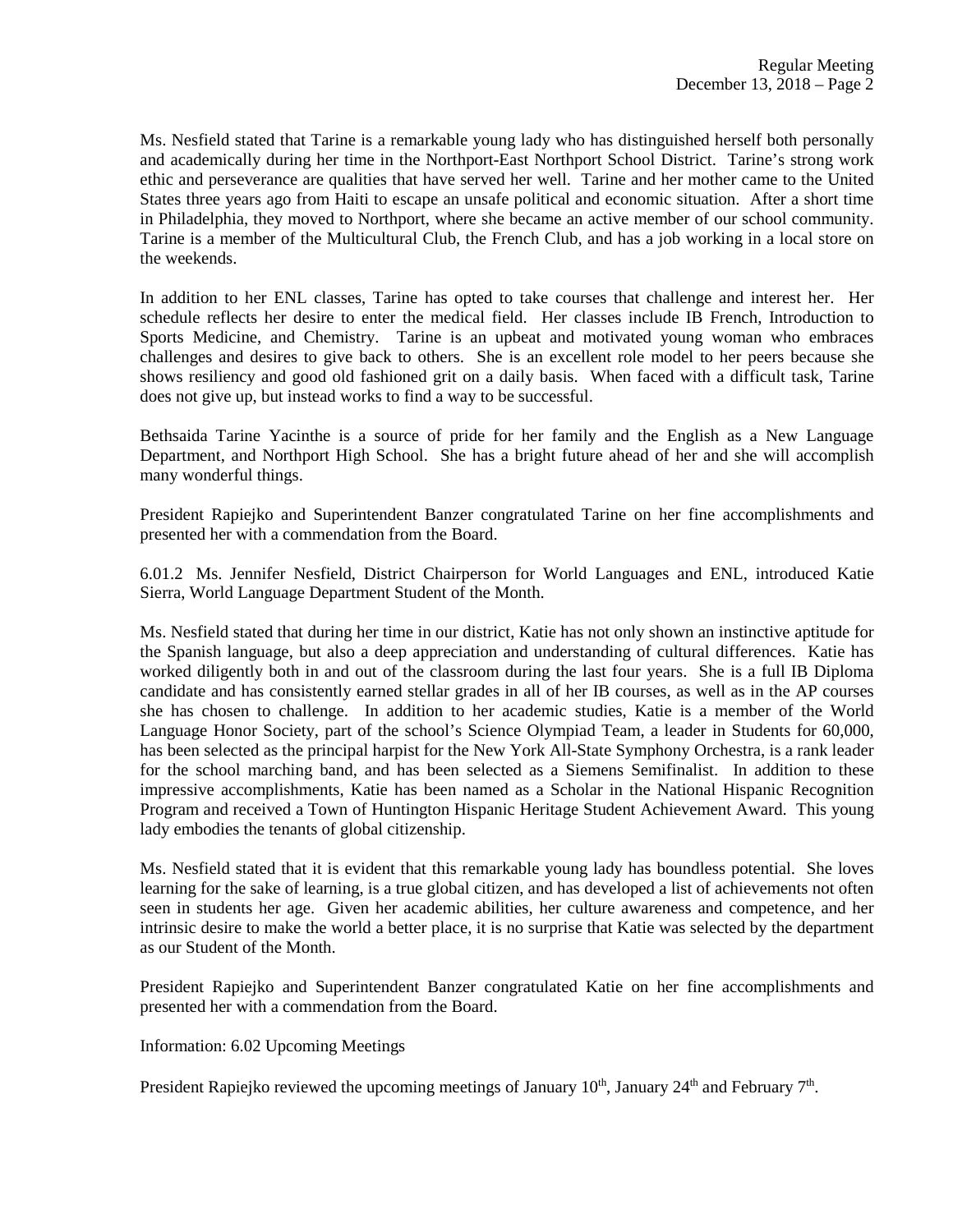Ms. Nesfield stated that Tarine is a remarkable young lady who has distinguished herself both personally and academically during her time in the Northport-East Northport School District. Tarine's strong work ethic and perseverance are qualities that have served her well. Tarine and her mother came to the United States three years ago from Haiti to escape an unsafe political and economic situation. After a short time in Philadelphia, they moved to Northport, where she became an active member of our school community. Tarine is a member of the Multicultural Club, the French Club, and has a job working in a local store on the weekends.

In addition to her ENL classes, Tarine has opted to take courses that challenge and interest her. Her schedule reflects her desire to enter the medical field. Her classes include IB French, Introduction to Sports Medicine, and Chemistry. Tarine is an upbeat and motivated young woman who embraces challenges and desires to give back to others. She is an excellent role model to her peers because she shows resiliency and good old fashioned grit on a daily basis. When faced with a difficult task, Tarine does not give up, but instead works to find a way to be successful.

Bethsaida Tarine Yacinthe is a source of pride for her family and the English as a New Language Department, and Northport High School. She has a bright future ahead of her and she will accomplish many wonderful things.

President Rapiejko and Superintendent Banzer congratulated Tarine on her fine accomplishments and presented her with a commendation from the Board.

6.01.2 Ms. Jennifer Nesfield, District Chairperson for World Languages and ENL, introduced Katie Sierra, World Language Department Student of the Month.

Ms. Nesfield stated that during her time in our district, Katie has not only shown an instinctive aptitude for the Spanish language, but also a deep appreciation and understanding of cultural differences. Katie has worked diligently both in and out of the classroom during the last four years. She is a full IB Diploma candidate and has consistently earned stellar grades in all of her IB courses, as well as in the AP courses she has chosen to challenge. In addition to her academic studies, Katie is a member of the World Language Honor Society, part of the school's Science Olympiad Team, a leader in Students for 60,000, has been selected as the principal harpist for the New York All-State Symphony Orchestra, is a rank leader for the school marching band, and has been selected as a Siemens Semifinalist. In addition to these impressive accomplishments, Katie has been named as a Scholar in the National Hispanic Recognition Program and received a Town of Huntington Hispanic Heritage Student Achievement Award. This young lady embodies the tenants of global citizenship.

Ms. Nesfield stated that it is evident that this remarkable young lady has boundless potential. She loves learning for the sake of learning, is a true global citizen, and has developed a list of achievements not often seen in students her age. Given her academic abilities, her culture awareness and competence, and her intrinsic desire to make the world a better place, it is no surprise that Katie was selected by the department as our Student of the Month.

President Rapiejko and Superintendent Banzer congratulated Katie on her fine accomplishments and presented her with a commendation from the Board.

Information: 6.02 Upcoming Meetings

President Rapiejko reviewed the upcoming meetings of January 10th, January 24th and February 7th.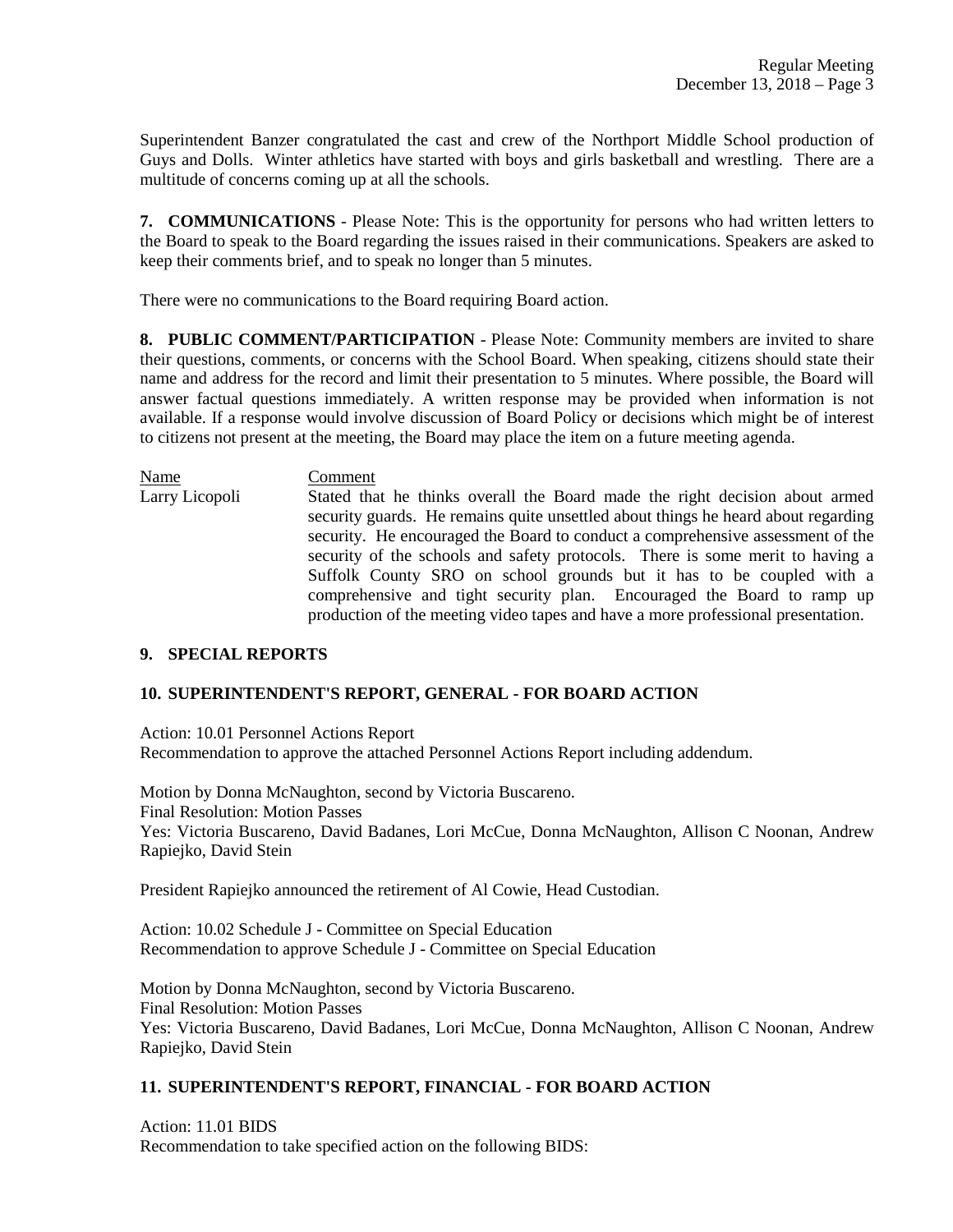Superintendent Banzer congratulated the cast and crew of the Northport Middle School production of Guys and Dolls. Winter athletics have started with boys and girls basketball and wrestling. There are a multitude of concerns coming up at all the schools.

**7. COMMUNICATIONS** - Please Note: This is the opportunity for persons who had written letters to the Board to speak to the Board regarding the issues raised in their communications. Speakers are asked to keep their comments brief, and to speak no longer than 5 minutes.

There were no communications to the Board requiring Board action.

**8. PUBLIC COMMENT/PARTICIPATION** - Please Note: Community members are invited to share their questions, comments, or concerns with the School Board. When speaking, citizens should state their name and address for the record and limit their presentation to 5 minutes. Where possible, the Board will answer factual questions immediately. A written response may be provided when information is not available. If a response would involve discussion of Board Policy or decisions which might be of interest to citizens not present at the meeting, the Board may place the item on a future meeting agenda.

| Name | Comment |
|---|---|
| Larry Licopoli | Stated that he thinks overall the Board made the right decision about armed security guards. He remains quite unsettled about things he heard about regarding security. He encouraged the Board to conduct a comprehensive assessment of the security of the schools and safety protocols. There is some merit to having a Suffolk County SRO on school grounds but it has to be coupled with a comprehensive and tight security plan. Encouraged the Board to ramp up production of the meeting video tapes and have a more professional presentation. |

**9. SPECIAL REPORTS**

**10. SUPERINTENDENT'S REPORT, GENERAL - FOR BOARD ACTION**

Action: 10.01 Personnel Actions Report
Recommendation to approve the attached Personnel Actions Report including addendum.

Motion by Donna McNaughton, second by Victoria Buscareno.
Final Resolution: Motion Passes
Yes: Victoria Buscareno, David Badanes, Lori McCue, Donna McNaughton, Allison C Noonan, Andrew Rapiejko, David Stein

President Rapiejko announced the retirement of Al Cowie, Head Custodian.

Action: 10.02 Schedule J - Committee on Special Education
Recommendation to approve Schedule J - Committee on Special Education

Motion by Donna McNaughton, second by Victoria Buscareno.
Final Resolution: Motion Passes
Yes: Victoria Buscareno, David Badanes, Lori McCue, Donna McNaughton, Allison C Noonan, Andrew Rapiejko, David Stein

**11. SUPERINTENDENT'S REPORT, FINANCIAL - FOR BOARD ACTION**

Action: 11.01 BIDS
Recommendation to take specified action on the following BIDS: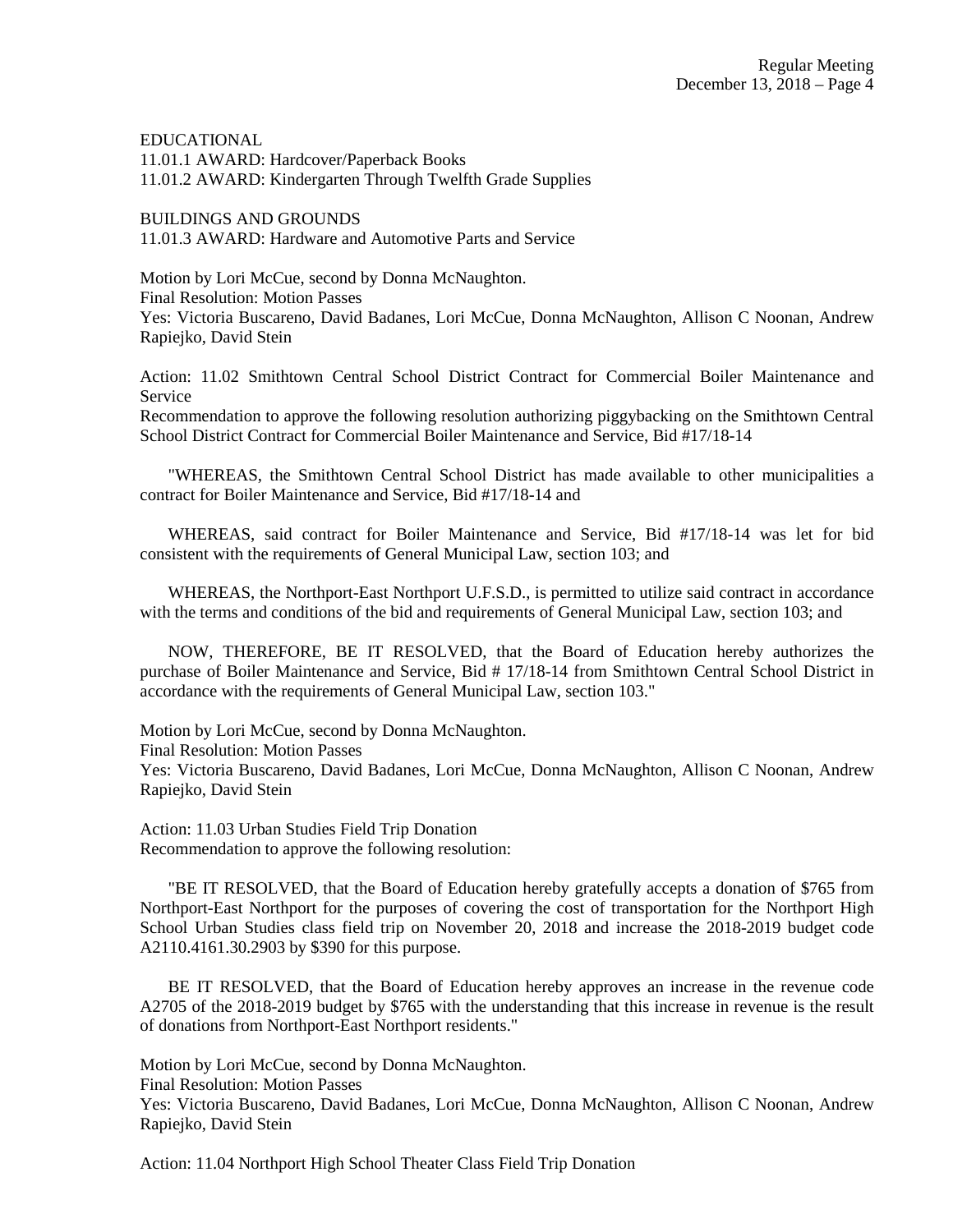EDUCATIONAL
11.01.1 AWARD: Hardcover/Paperback Books
11.01.2 AWARD: Kindergarten Through Twelfth Grade Supplies

BUILDINGS AND GROUNDS
11.01.3 AWARD: Hardware and Automotive Parts and Service

Motion by Lori McCue, second by Donna McNaughton.
Final Resolution: Motion Passes
Yes: Victoria Buscareno, David Badanes, Lori McCue, Donna McNaughton, Allison C Noonan, Andrew Rapiejko, David Stein

Action: 11.02 Smithtown Central School District Contract for Commercial Boiler Maintenance and Service
Recommendation to approve the following resolution authorizing piggybacking on the Smithtown Central School District Contract for Commercial Boiler Maintenance and Service, Bid #17/18-14

"WHEREAS, the Smithtown Central School District has made available to other municipalities a contract for Boiler Maintenance and Service, Bid #17/18-14 and

WHEREAS, said contract for Boiler Maintenance and Service, Bid #17/18-14 was let for bid consistent with the requirements of General Municipal Law, section 103; and

WHEREAS, the Northport-East Northport U.F.S.D., is permitted to utilize said contract in accordance with the terms and conditions of the bid and requirements of General Municipal Law, section 103; and

NOW, THEREFORE, BE IT RESOLVED, that the Board of Education hereby authorizes the purchase of Boiler Maintenance and Service, Bid # 17/18-14 from Smithtown Central School District in accordance with the requirements of General Municipal Law, section 103."

Motion by Lori McCue, second by Donna McNaughton.
Final Resolution: Motion Passes
Yes: Victoria Buscareno, David Badanes, Lori McCue, Donna McNaughton, Allison C Noonan, Andrew Rapiejko, David Stein

Action: 11.03 Urban Studies Field Trip Donation
Recommendation to approve the following resolution:

"BE IT RESOLVED, that the Board of Education hereby gratefully accepts a donation of $765 from Northport-East Northport for the purposes of covering the cost of transportation for the Northport High School Urban Studies class field trip on November 20, 2018 and increase the 2018-2019 budget code A2110.4161.30.2903 by $390 for this purpose.

BE IT RESOLVED, that the Board of Education hereby approves an increase in the revenue code A2705 of the 2018-2019 budget by $765 with the understanding that this increase in revenue is the result of donations from Northport-East Northport residents."

Motion by Lori McCue, second by Donna McNaughton.
Final Resolution: Motion Passes
Yes: Victoria Buscareno, David Badanes, Lori McCue, Donna McNaughton, Allison C Noonan, Andrew Rapiejko, David Stein

Action: 11.04 Northport High School Theater Class Field Trip Donation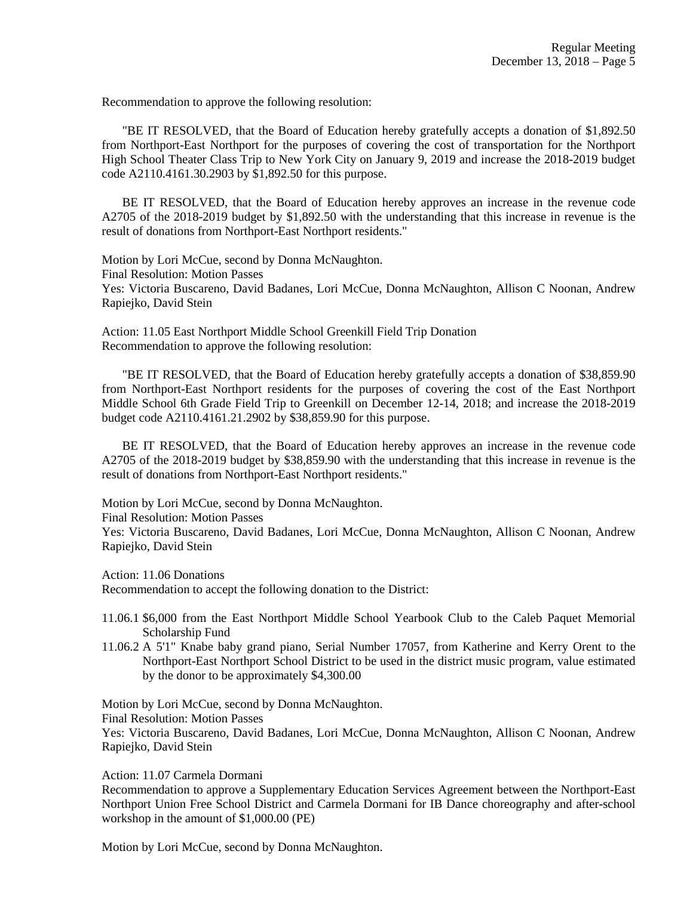Recommendation to approve the following resolution:

"BE IT RESOLVED, that the Board of Education hereby gratefully accepts a donation of $1,892.50 from Northport-East Northport for the purposes of covering the cost of transportation for the Northport High School Theater Class Trip to New York City on January 9, 2019 and increase the 2018-2019 budget code A2110.4161.30.2903 by $1,892.50 for this purpose.

BE IT RESOLVED, that the Board of Education hereby approves an increase in the revenue code A2705 of the 2018-2019 budget by $1,892.50 with the understanding that this increase in revenue is the result of donations from Northport-East Northport residents."

Motion by Lori McCue, second by Donna McNaughton.
Final Resolution: Motion Passes
Yes: Victoria Buscareno, David Badanes, Lori McCue, Donna McNaughton, Allison C Noonan, Andrew Rapiejko, David Stein

Action: 11.05 East Northport Middle School Greenkill Field Trip Donation
Recommendation to approve the following resolution:

"BE IT RESOLVED, that the Board of Education hereby gratefully accepts a donation of $38,859.90 from Northport-East Northport residents for the purposes of covering the cost of the East Northport Middle School 6th Grade Field Trip to Greenkill on December 12-14, 2018; and increase the 2018-2019 budget code A2110.4161.21.2902 by $38,859.90 for this purpose.

BE IT RESOLVED, that the Board of Education hereby approves an increase in the revenue code A2705 of the 2018-2019 budget by $38,859.90 with the understanding that this increase in revenue is the result of donations from Northport-East Northport residents."

Motion by Lori McCue, second by Donna McNaughton.
Final Resolution: Motion Passes
Yes: Victoria Buscareno, David Badanes, Lori McCue, Donna McNaughton, Allison C Noonan, Andrew Rapiejko, David Stein

Action: 11.06 Donations
Recommendation to accept the following donation to the District:

- 11.06.1 $6,000 from the East Northport Middle School Yearbook Club to the Caleb Paquet Memorial Scholarship Fund
- 11.06.2 A 5'1" Knabe baby grand piano, Serial Number 17057, from Katherine and Kerry Orent to the Northport-East Northport School District to be used in the district music program, value estimated by the donor to be approximately $4,300.00

Motion by Lori McCue, second by Donna McNaughton.
Final Resolution: Motion Passes
Yes: Victoria Buscareno, David Badanes, Lori McCue, Donna McNaughton, Allison C Noonan, Andrew Rapiejko, David Stein

Action: 11.07 Carmela Dormani
Recommendation to approve a Supplementary Education Services Agreement between the Northport-East Northport Union Free School District and Carmela Dormani for IB Dance choreography and after-school workshop in the amount of $1,000.00 (PE)

Motion by Lori McCue, second by Donna McNaughton.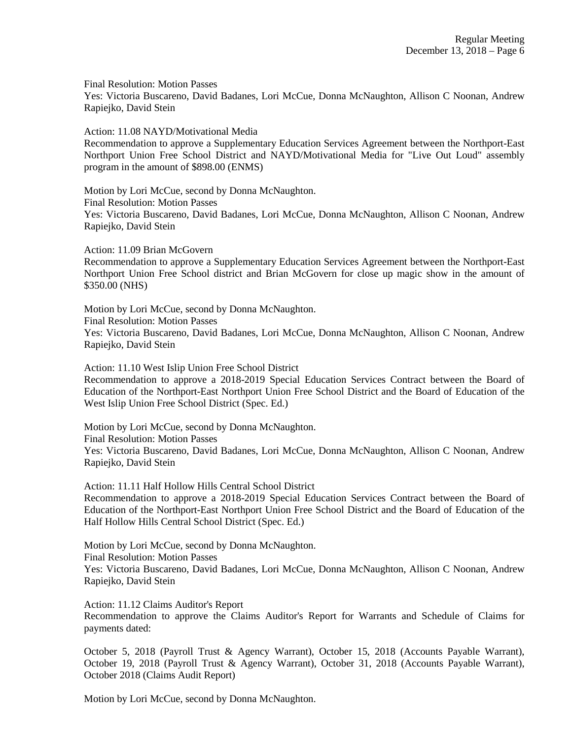Final Resolution: Motion Passes
Yes: Victoria Buscareno, David Badanes, Lori McCue, Donna McNaughton, Allison C Noonan, Andrew Rapiejko, David Stein

Action: 11.08 NAYD/Motivational Media
Recommendation to approve a Supplementary Education Services Agreement between the Northport-East Northport Union Free School District and NAYD/Motivational Media for "Live Out Loud" assembly program in the amount of $898.00 (ENMS)

Motion by Lori McCue, second by Donna McNaughton.
Final Resolution: Motion Passes
Yes: Victoria Buscareno, David Badanes, Lori McCue, Donna McNaughton, Allison C Noonan, Andrew Rapiejko, David Stein

Action: 11.09 Brian McGovern
Recommendation to approve a Supplementary Education Services Agreement between the Northport-East Northport Union Free School district and Brian McGovern for close up magic show in the amount of $350.00 (NHS)

Motion by Lori McCue, second by Donna McNaughton.
Final Resolution: Motion Passes
Yes: Victoria Buscareno, David Badanes, Lori McCue, Donna McNaughton, Allison C Noonan, Andrew Rapiejko, David Stein

Action: 11.10 West Islip Union Free School District
Recommendation to approve a 2018-2019 Special Education Services Contract between the Board of Education of the Northport-East Northport Union Free School District and the Board of Education of the West Islip Union Free School District (Spec. Ed.)

Motion by Lori McCue, second by Donna McNaughton.
Final Resolution: Motion Passes
Yes: Victoria Buscareno, David Badanes, Lori McCue, Donna McNaughton, Allison C Noonan, Andrew Rapiejko, David Stein

Action: 11.11 Half Hollow Hills Central School District
Recommendation to approve a 2018-2019 Special Education Services Contract between the Board of Education of the Northport-East Northport Union Free School District and the Board of Education of the Half Hollow Hills Central School District (Spec. Ed.)

Motion by Lori McCue, second by Donna McNaughton.
Final Resolution: Motion Passes
Yes: Victoria Buscareno, David Badanes, Lori McCue, Donna McNaughton, Allison C Noonan, Andrew Rapiejko, David Stein

Action: 11.12 Claims Auditor's Report
Recommendation to approve the Claims Auditor's Report for Warrants and Schedule of Claims for payments dated:

October 5, 2018 (Payroll Trust & Agency Warrant), October 15, 2018 (Accounts Payable Warrant), October 19, 2018 (Payroll Trust & Agency Warrant), October 31, 2018 (Accounts Payable Warrant), October 2018 (Claims Audit Report)

Motion by Lori McCue, second by Donna McNaughton.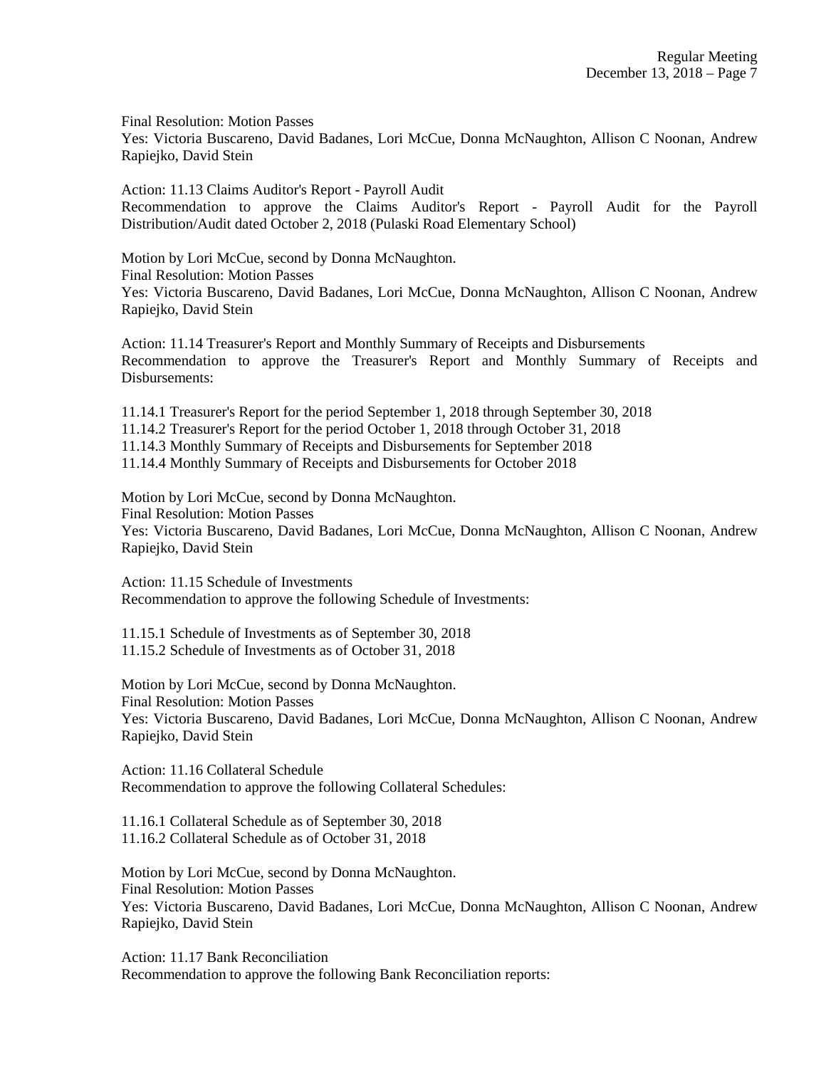Final Resolution: Motion Passes
Yes: Victoria Buscareno, David Badanes, Lori McCue, Donna McNaughton, Allison C Noonan, Andrew Rapiejko, David Stein

Action: 11.13 Claims Auditor's Report - Payroll Audit
Recommendation to approve the Claims Auditor's Report - Payroll Audit for the Payroll Distribution/Audit dated October 2, 2018 (Pulaski Road Elementary School)

Motion by Lori McCue, second by Donna McNaughton.
Final Resolution: Motion Passes
Yes: Victoria Buscareno, David Badanes, Lori McCue, Donna McNaughton, Allison C Noonan, Andrew Rapiejko, David Stein

Action: 11.14 Treasurer's Report and Monthly Summary of Receipts and Disbursements
Recommendation to approve the Treasurer's Report and Monthly Summary of Receipts and Disbursements:

11.14.1 Treasurer's Report for the period September 1, 2018 through September 30, 2018
11.14.2 Treasurer's Report for the period October 1, 2018 through October 31, 2018
11.14.3 Monthly Summary of Receipts and Disbursements for September 2018
11.14.4 Monthly Summary of Receipts and Disbursements for October 2018

Motion by Lori McCue, second by Donna McNaughton.
Final Resolution: Motion Passes
Yes: Victoria Buscareno, David Badanes, Lori McCue, Donna McNaughton, Allison C Noonan, Andrew Rapiejko, David Stein

Action: 11.15 Schedule of Investments
Recommendation to approve the following Schedule of Investments:

11.15.1 Schedule of Investments as of September 30, 2018
11.15.2 Schedule of Investments as of October 31, 2018

Motion by Lori McCue, second by Donna McNaughton.
Final Resolution: Motion Passes
Yes: Victoria Buscareno, David Badanes, Lori McCue, Donna McNaughton, Allison C Noonan, Andrew Rapiejko, David Stein

Action: 11.16 Collateral Schedule
Recommendation to approve the following Collateral Schedules:

11.16.1 Collateral Schedule as of September 30, 2018
11.16.2 Collateral Schedule as of October 31, 2018

Motion by Lori McCue, second by Donna McNaughton.
Final Resolution: Motion Passes
Yes: Victoria Buscareno, David Badanes, Lori McCue, Donna McNaughton, Allison C Noonan, Andrew Rapiejko, David Stein

Action: 11.17 Bank Reconciliation
Recommendation to approve the following Bank Reconciliation reports: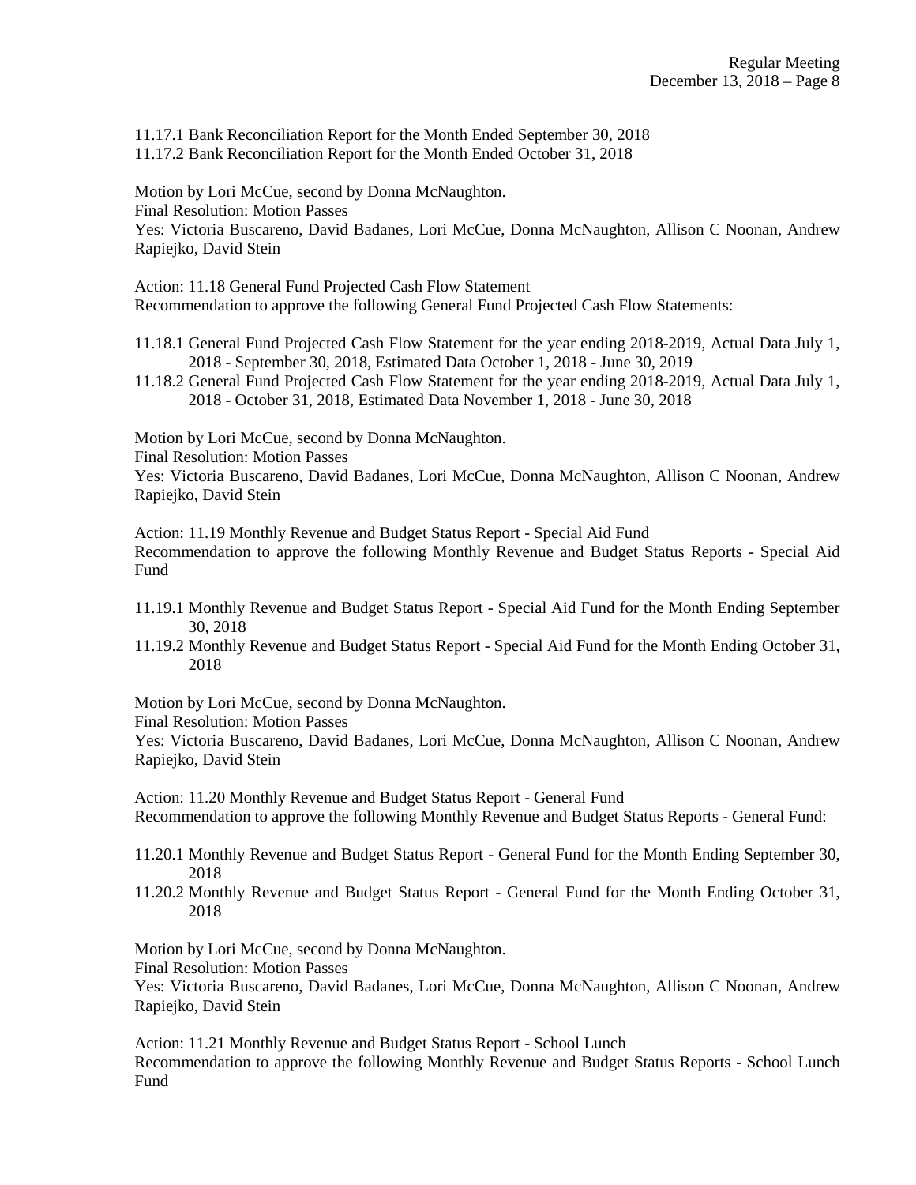11.17.1 Bank Reconciliation Report for the Month Ended September 30, 2018
11.17.2 Bank Reconciliation Report for the Month Ended October 31, 2018

Motion by Lori McCue, second by Donna McNaughton.
Final Resolution: Motion Passes
Yes: Victoria Buscareno, David Badanes, Lori McCue, Donna McNaughton, Allison C Noonan, Andrew Rapiejko, David Stein

Action: 11.18 General Fund Projected Cash Flow Statement
Recommendation to approve the following General Fund Projected Cash Flow Statements:

11.18.1 General Fund Projected Cash Flow Statement for the year ending 2018-2019, Actual Data July 1, 2018 - September 30, 2018, Estimated Data October 1, 2018 - June 30, 2019
11.18.2 General Fund Projected Cash Flow Statement for the year ending 2018-2019, Actual Data July 1, 2018 - October 31, 2018, Estimated Data November 1, 2018 - June 30, 2018

Motion by Lori McCue, second by Donna McNaughton.
Final Resolution: Motion Passes
Yes: Victoria Buscareno, David Badanes, Lori McCue, Donna McNaughton, Allison C Noonan, Andrew Rapiejko, David Stein

Action: 11.19 Monthly Revenue and Budget Status Report - Special Aid Fund
Recommendation to approve the following Monthly Revenue and Budget Status Reports - Special Aid Fund

11.19.1 Monthly Revenue and Budget Status Report - Special Aid Fund for the Month Ending September 30, 2018
11.19.2 Monthly Revenue and Budget Status Report - Special Aid Fund for the Month Ending October 31, 2018

Motion by Lori McCue, second by Donna McNaughton.
Final Resolution: Motion Passes
Yes: Victoria Buscareno, David Badanes, Lori McCue, Donna McNaughton, Allison C Noonan, Andrew Rapiejko, David Stein

Action: 11.20 Monthly Revenue and Budget Status Report - General Fund
Recommendation to approve the following Monthly Revenue and Budget Status Reports - General Fund:

11.20.1 Monthly Revenue and Budget Status Report - General Fund for the Month Ending September 30, 2018
11.20.2 Monthly Revenue and Budget Status Report - General Fund for the Month Ending October 31, 2018

Motion by Lori McCue, second by Donna McNaughton.
Final Resolution: Motion Passes
Yes: Victoria Buscareno, David Badanes, Lori McCue, Donna McNaughton, Allison C Noonan, Andrew Rapiejko, David Stein

Action: 11.21 Monthly Revenue and Budget Status Report - School Lunch
Recommendation to approve the following Monthly Revenue and Budget Status Reports - School Lunch Fund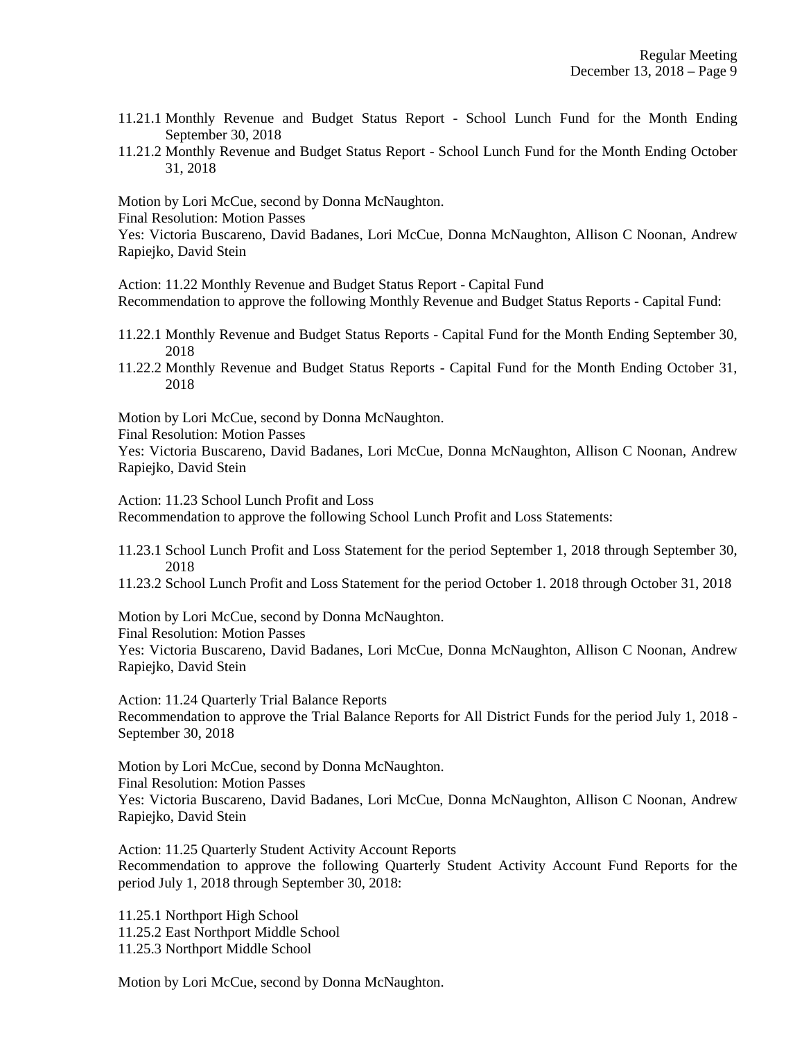11.21.1 Monthly Revenue and Budget Status Report - School Lunch Fund for the Month Ending September 30, 2018
11.21.2 Monthly Revenue and Budget Status Report - School Lunch Fund for the Month Ending October 31, 2018

Motion by Lori McCue, second by Donna McNaughton.
Final Resolution: Motion Passes
Yes: Victoria Buscareno, David Badanes, Lori McCue, Donna McNaughton, Allison C Noonan, Andrew Rapiejko, David Stein

Action: 11.22 Monthly Revenue and Budget Status Report - Capital Fund
Recommendation to approve the following Monthly Revenue and Budget Status Reports - Capital Fund:

11.22.1 Monthly Revenue and Budget Status Reports - Capital Fund for the Month Ending September 30, 2018
11.22.2 Monthly Revenue and Budget Status Reports - Capital Fund for the Month Ending October 31, 2018

Motion by Lori McCue, second by Donna McNaughton.
Final Resolution: Motion Passes
Yes: Victoria Buscareno, David Badanes, Lori McCue, Donna McNaughton, Allison C Noonan, Andrew Rapiejko, David Stein

Action: 11.23 School Lunch Profit and Loss
Recommendation to approve the following School Lunch Profit and Loss Statements:

11.23.1 School Lunch Profit and Loss Statement for the period September 1, 2018 through September 30, 2018
11.23.2 School Lunch Profit and Loss Statement for the period October 1. 2018 through October 31, 2018

Motion by Lori McCue, second by Donna McNaughton.
Final Resolution: Motion Passes
Yes: Victoria Buscareno, David Badanes, Lori McCue, Donna McNaughton, Allison C Noonan, Andrew Rapiejko, David Stein

Action: 11.24 Quarterly Trial Balance Reports
Recommendation to approve the Trial Balance Reports for All District Funds for the period July 1, 2018 - September 30, 2018

Motion by Lori McCue, second by Donna McNaughton.
Final Resolution: Motion Passes
Yes: Victoria Buscareno, David Badanes, Lori McCue, Donna McNaughton, Allison C Noonan, Andrew Rapiejko, David Stein

Action: 11.25 Quarterly Student Activity Account Reports
Recommendation to approve the following Quarterly Student Activity Account Fund Reports for the period July 1, 2018 through September 30, 2018:

11.25.1 Northport High School
11.25.2 East Northport Middle School
11.25.3 Northport Middle School

Motion by Lori McCue, second by Donna McNaughton.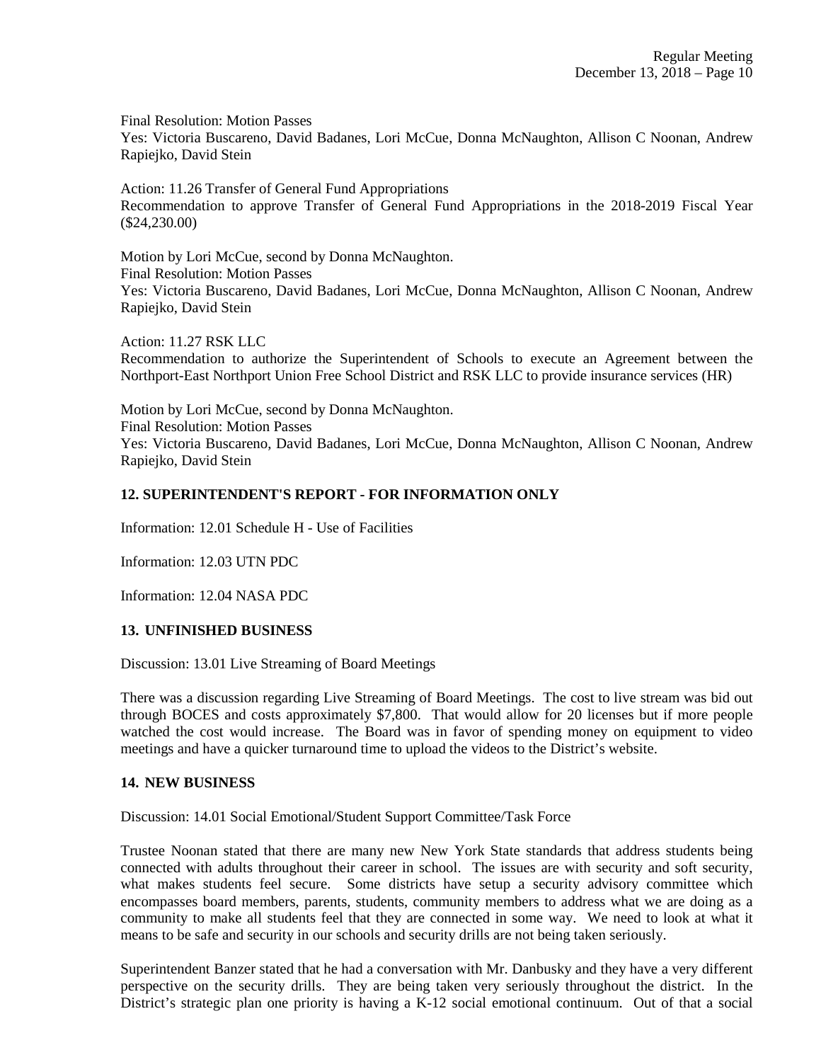Final Resolution: Motion Passes
Yes: Victoria Buscareno, David Badanes, Lori McCue, Donna McNaughton, Allison C Noonan, Andrew Rapiejko, David Stein

Action: 11.26 Transfer of General Fund Appropriations
Recommendation to approve Transfer of General Fund Appropriations in the 2018-2019 Fiscal Year ($24,230.00)

Motion by Lori McCue, second by Donna McNaughton.
Final Resolution: Motion Passes
Yes: Victoria Buscareno, David Badanes, Lori McCue, Donna McNaughton, Allison C Noonan, Andrew Rapiejko, David Stein

Action: 11.27 RSK LLC
Recommendation to authorize the Superintendent of Schools to execute an Agreement between the Northport-East Northport Union Free School District and RSK LLC to provide insurance services (HR)

Motion by Lori McCue, second by Donna McNaughton.
Final Resolution: Motion Passes
Yes: Victoria Buscareno, David Badanes, Lori McCue, Donna McNaughton, Allison C Noonan, Andrew Rapiejko, David Stein

**12. SUPERINTENDENT'S REPORT - FOR INFORMATION ONLY**

Information: 12.01 Schedule H - Use of Facilities

Information: 12.03 UTN PDC

Information: 12.04 NASA PDC

**13. UNFINISHED BUSINESS**

Discussion: 13.01 Live Streaming of Board Meetings

There was a discussion regarding Live Streaming of Board Meetings. The cost to live stream was bid out through BOCES and costs approximately $7,800. That would allow for 20 licenses but if more people watched the cost would increase. The Board was in favor of spending money on equipment to video meetings and have a quicker turnaround time to upload the videos to the District's website.

**14. NEW BUSINESS**

Discussion: 14.01 Social Emotional/Student Support Committee/Task Force

Trustee Noonan stated that there are many new New York State standards that address students being connected with adults throughout their career in school. The issues are with security and soft security, what makes students feel secure. Some districts have setup a security advisory committee which encompasses board members, parents, students, community members to address what we are doing as a community to make all students feel that they are connected in some way. We need to look at what it means to be safe and security in our schools and security drills are not being taken seriously.

Superintendent Banzer stated that he had a conversation with Mr. Danbusky and they have a very different perspective on the security drills. They are being taken very seriously throughout the district. In the District's strategic plan one priority is having a K-12 social emotional continuum. Out of that a social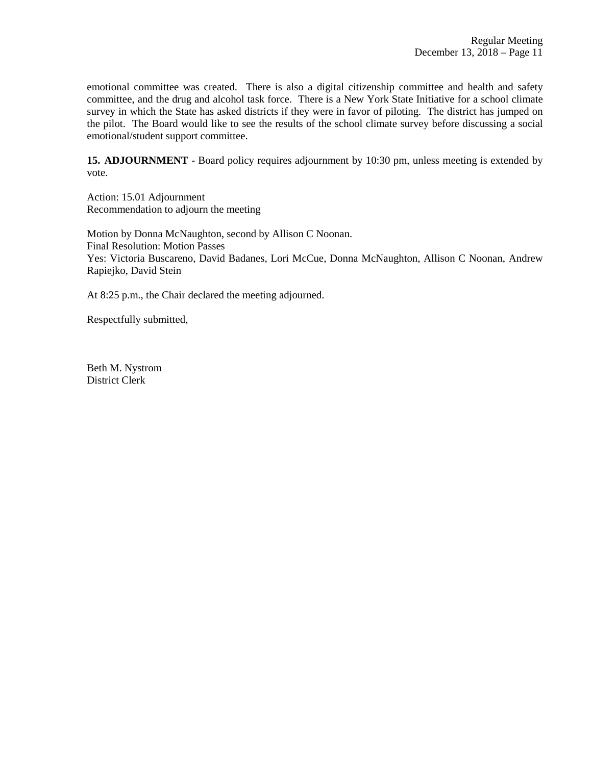emotional committee was created. There is also a digital citizenship committee and health and safety committee, and the drug and alcohol task force. There is a New York State Initiative for a school climate survey in which the State has asked districts if they were in favor of piloting. The district has jumped on the pilot. The Board would like to see the results of the school climate survey before discussing a social emotional/student support committee.

**15. ADJOURNMENT** - Board policy requires adjournment by 10:30 pm, unless meeting is extended by vote.

Action: 15.01 Adjournment
Recommendation to adjourn the meeting

Motion by Donna McNaughton, second by Allison C Noonan.
Final Resolution: Motion Passes
Yes: Victoria Buscareno, David Badanes, Lori McCue, Donna McNaughton, Allison C Noonan, Andrew Rapiejko, David Stein

At 8:25 p.m., the Chair declared the meeting adjourned.

Respectfully submitted,

Beth M. Nystrom
District Clerk